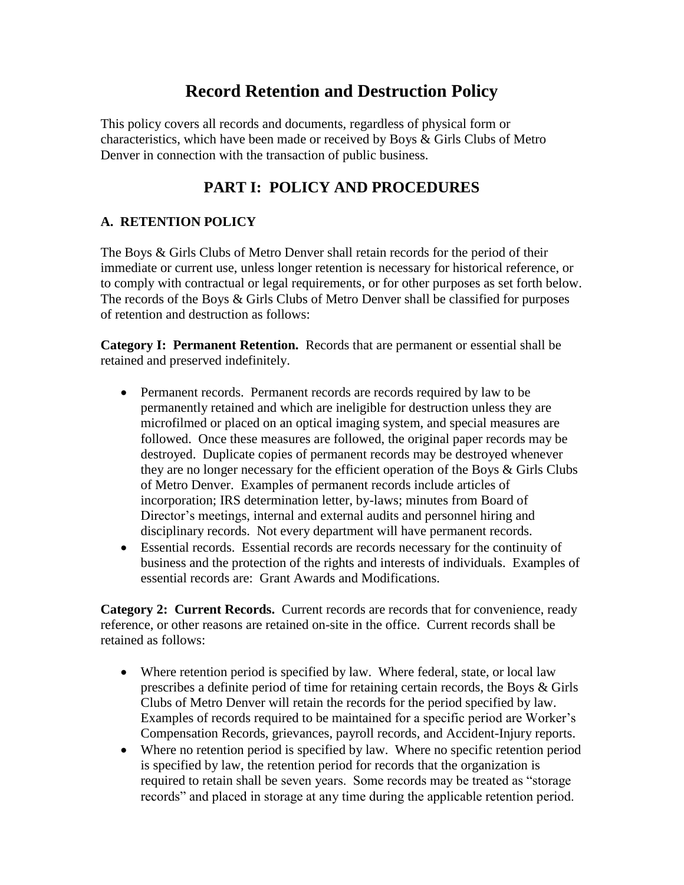# Record Retention and Destruction Policy

This policy covers all records and documents, regardless of physical form or characteristics, which have been made or received by Boys & Girls Clubs of Metro Denver in connection with the transaction of public business.

## PART I: POLICY AND PROCEDURES

### A. RETENTION POLICY

The Boys & Girls Clubs of Metro Denver shall retain records for the period of their immediate or current use, unless longer retention is necessary for historical reference, or to comply with contractual or legal requirements, or for other purposes as set forth below. The records of the Boys & Girls Clubs of Metro Denver shall be classified for purposes of retention and destruction as follows:

**Category I: Permanent Retention.** Records that are permanent or essential shall be retained and preserved indefinitely.

- Permanent records. Permanent records are records required by law to be permanently retained and which are ineligible for destruction unless they are microfilmed or placed on an optical imaging system, and special measures are followed. Once these measures are followed, the original paper records may be destroyed. Duplicate copies of permanent records may be destroyed whenever they are no longer necessary for the efficient operation of the Boys & Girls Clubs of Metro Denver. Examples of permanent records include articles of incorporation; IRS determination letter, by-laws; minutes from Board of Director's meetings, internal and external audits and personnel hiring and disciplinary records. Not every department will have permanent records.
- Essential records. Essential records are records necessary for the continuity of business and the protection of the rights and interests of individuals. Examples of essential records are: Grant Awards and Modifications.

**Category 2: Current Records.** Current records are records that for convenience, ready reference, or other reasons are retained on-site in the office. Current records shall be retained as follows:

- Where retention period is specified by law. Where federal, state, or local law prescribes a definite period of time for retaining certain records, the Boys & Girls Clubs of Metro Denver will retain the records for the period specified by law. Examples of records required to be maintained for a specific period are Worker's Compensation Records, grievances, payroll records, and Accident-Injury reports.
- Where no retention period is specified by law. Where no specific retention period is specified by law, the retention period for records that the organization is required to retain shall be seven years. Some records may be treated as "storage records" and placed in storage at any time during the applicable retention period.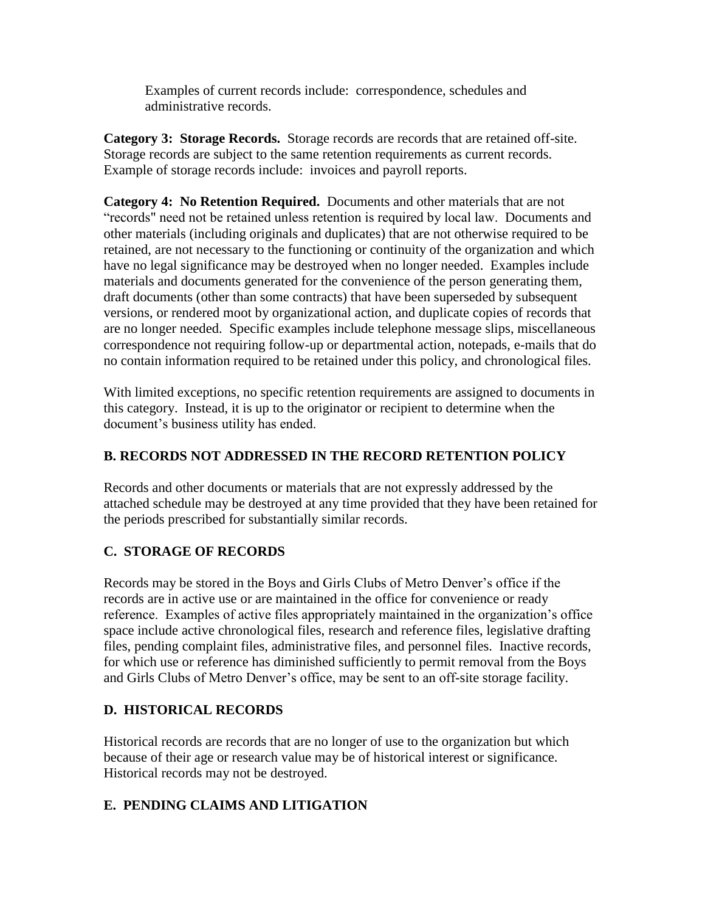Examples of current records include: correspondence, schedules and administrative records.

**Category 3: Storage Records.** Storage records are records that are retained off-site. Storage records are subject to the same retention requirements as current records. Example of storage records include: invoices and payroll reports.

**Category 4: No Retention Required.** Documents and other materials that are not "records" need not be retained unless retention is required by local law. Documents and other materials (including originals and duplicates) that are not otherwise required to be retained, are not necessary to the functioning or continuity of the organization and which have no legal significance may be destroyed when no longer needed. Examples include materials and documents generated for the convenience of the person generating them, draft documents (other than some contracts) that have been superseded by subsequent versions, or rendered moot by organizational action, and duplicate copies of records that are no longer needed. Specific examples include telephone message slips, miscellaneous correspondence not requiring follow-up or departmental action, notepads, e-mails that do no contain information required to be retained under this policy, and chronological files.

With limited exceptions, no specific retention requirements are assigned to documents in this category. Instead, it is up to the originator or recipient to determine when the document's business utility has ended.

## B. RECORDS NOT ADDRESSED IN THE RECORD RETENTION POLICY

Records and other documents or materials that are not expressly addressed by the attached schedule may be destroyed at any time provided that they have been retained for the periods prescribed for substantially similar records.

## C. STORAGE OF RECORDS

Records may be stored in the Boys and Girls Clubs of Metro Denver's office if the records are in active use or are maintained in the office for convenience or ready reference. Examples of active files appropriately maintained in the organization's office space include active chronological files, research and reference files, legislative drafting files, pending complaint files, administrative files, and personnel files. Inactive records, for which use or reference has diminished sufficiently to permit removal from the Boys and Girls Clubs of Metro Denver's office, may be sent to an off-site storage facility.

## D. HISTORICAL RECORDS

Historical records are records that are no longer of use to the organization but which because of their age or research value may be of historical interest or significance. Historical records may not be destroyed.

## E. PENDING CLAIMS AND LITIGATION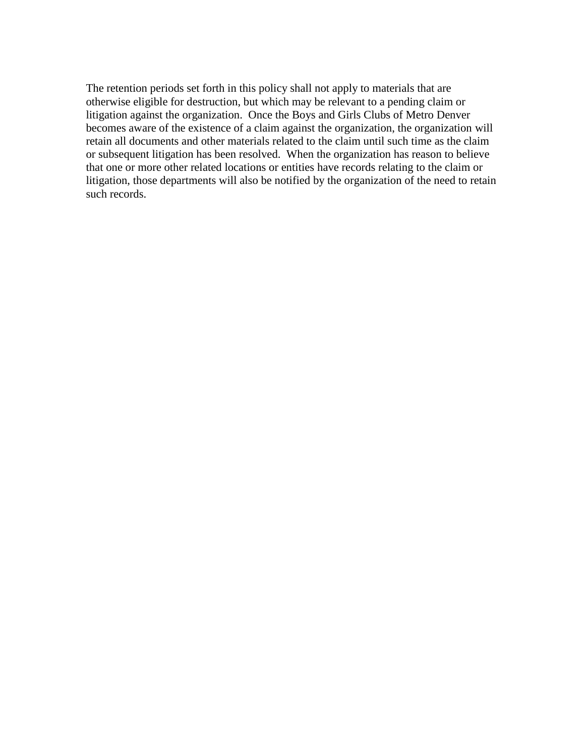The retention periods set forth in this policy shall not apply to materials that are otherwise eligible for destruction, but which may be relevant to a pending claim or litigation against the organization.  Once the Boys and Girls Clubs of Metro Denver becomes aware of the existence of a claim against the organization, the organization will retain all documents and other materials related to the claim until such time as the claim or subsequent litigation has been resolved.  When the organization has reason to believe that one or more other related locations or entities have records relating to the claim or litigation, those departments will also be notified by the organization of the need to retain such records.